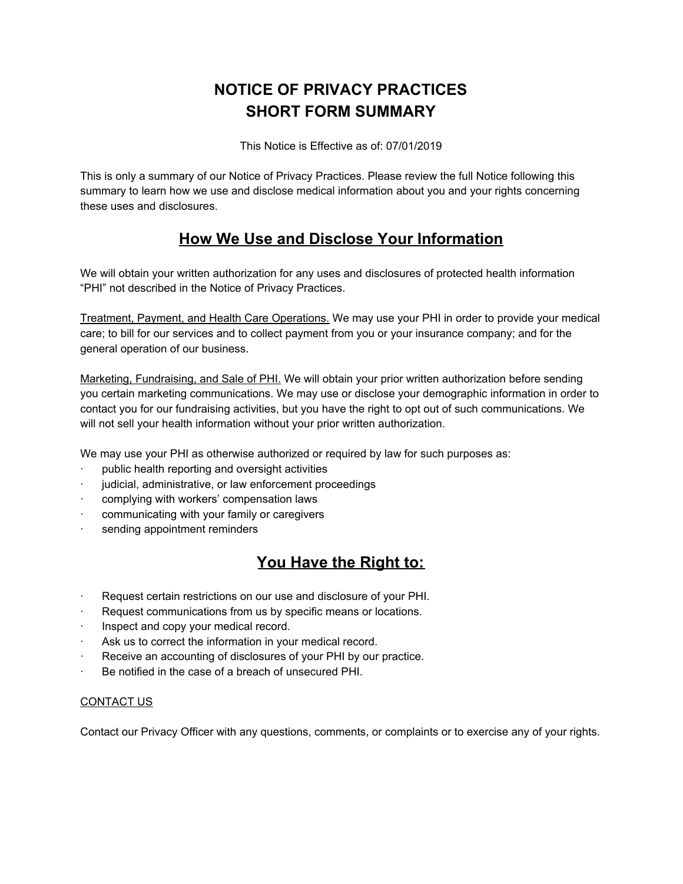# NOTICE OF PRIVACY PRACTICES
# SHORT FORM SUMMARY

This Notice is Effective as of: 07/01/2019

This is only a summary of our Notice of Privacy Practices. Please review the full Notice following this summary to learn how we use and disclose medical information about you and your rights concerning these uses and disclosures.

## How We Use and Disclose Your Information

We will obtain your written authorization for any uses and disclosures of protected health information "PHI" not described in the Notice of Privacy Practices.

Treatment, Payment, and Health Care Operations. We may use your PHI in order to provide your medical care; to bill for our services and to collect payment from you or your insurance company; and for the general operation of our business.

Marketing, Fundraising, and Sale of PHI. We will obtain your prior written authorization before sending you certain marketing communications. We may use or disclose your demographic information in order to contact you for our fundraising activities, but you have the right to opt out of such communications. We will not sell your health information without your prior written authorization.

We may use your PHI as otherwise authorized or required by law for such purposes as:

- public health reporting and oversight activities
- judicial, administrative, or law enforcement proceedings
- complying with workers' compensation laws
- communicating with your family or caregivers
- sending appointment reminders

## You Have the Right to:

- Request certain restrictions on our use and disclosure of your PHI.
- Request communications from us by specific means or locations.
- Inspect and copy your medical record.
- Ask us to correct the information in your medical record.
- Receive an accounting of disclosures of your PHI by our practice.
- Be notified in the case of a breach of unsecured PHI.

CONTACT US

Contact our Privacy Officer with any questions, comments, or complaints or to exercise any of your rights.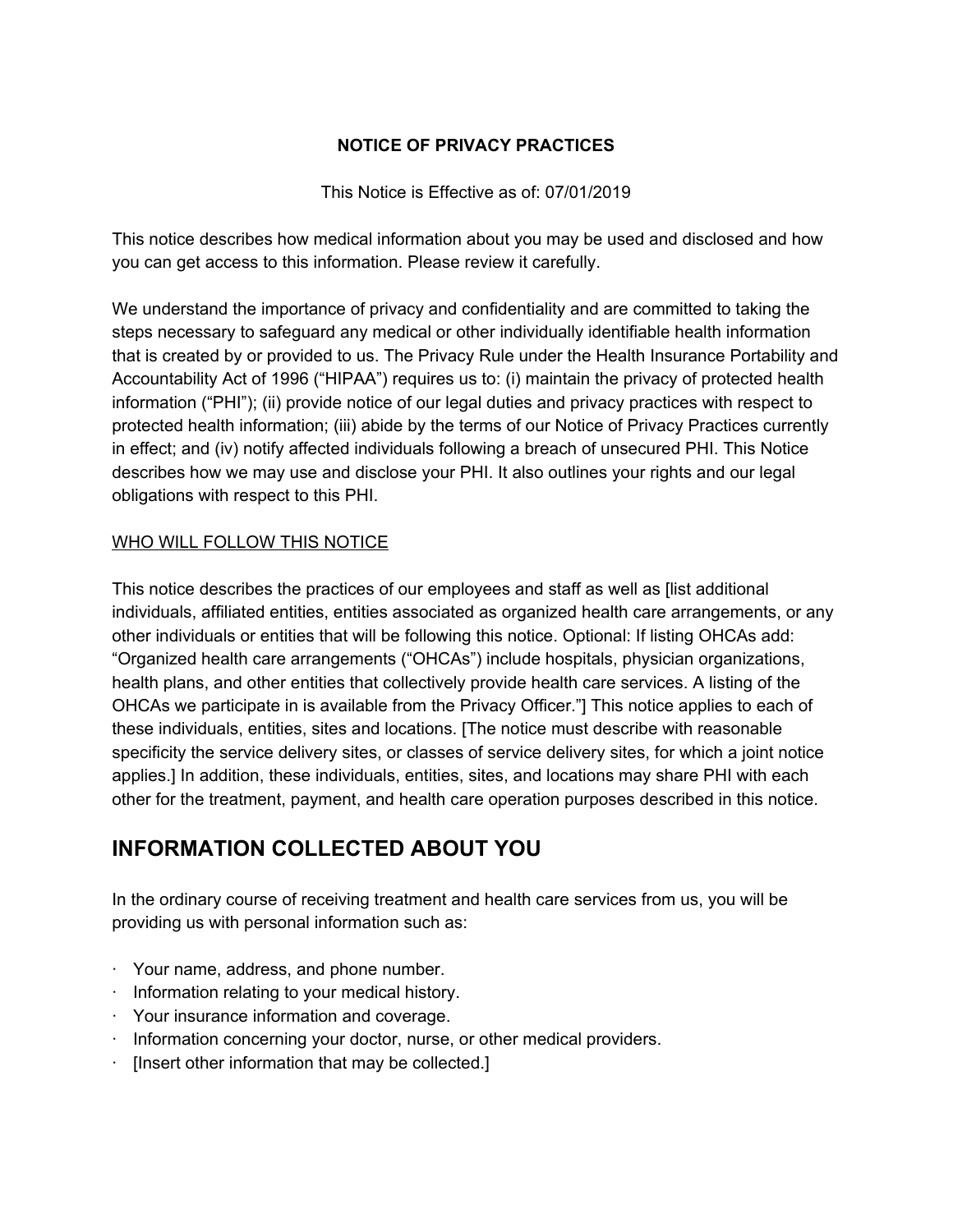**NOTICE OF PRIVACY PRACTICES**

This Notice is Effective as of: 07/01/2019

This notice describes how medical information about you may be used and disclosed and how you can get access to this information. Please review it carefully.

We understand the importance of privacy and confidentiality and are committed to taking the steps necessary to safeguard any medical or other individually identifiable health information that is created by or provided to us. The Privacy Rule under the Health Insurance Portability and Accountability Act of 1996 ("HIPAA") requires us to: (i) maintain the privacy of protected health information ("PHI"); (ii) provide notice of our legal duties and privacy practices with respect to protected health information; (iii) abide by the terms of our Notice of Privacy Practices currently in effect; and (iv) notify affected individuals following a breach of unsecured PHI. This Notice describes how we may use and disclose your PHI. It also outlines your rights and our legal obligations with respect to this PHI.

WHO WILL FOLLOW THIS NOTICE

This notice describes the practices of our employees and staff as well as [list additional individuals, affiliated entities, entities associated as organized health care arrangements, or any other individuals or entities that will be following this notice. Optional: If listing OHCAs add: "Organized health care arrangements ("OHCAs") include hospitals, physician organizations, health plans, and other entities that collectively provide health care services. A listing of the OHCAs we participate in is available from the Privacy Officer."] This notice applies to each of these individuals, entities, sites and locations. [The notice must describe with reasonable specificity the service delivery sites, or classes of service delivery sites, for which a joint notice applies.] In addition, these individuals, entities, sites, and locations may share PHI with each other for the treatment, payment, and health care operation purposes described in this notice.

## INFORMATION COLLECTED ABOUT YOU

In the ordinary course of receiving treatment and health care services from us, you will be providing us with personal information such as:

- Your name, address, and phone number.
- Information relating to your medical history.
- Your insurance information and coverage.
- Information concerning your doctor, nurse, or other medical providers.
- [Insert other information that may be collected.]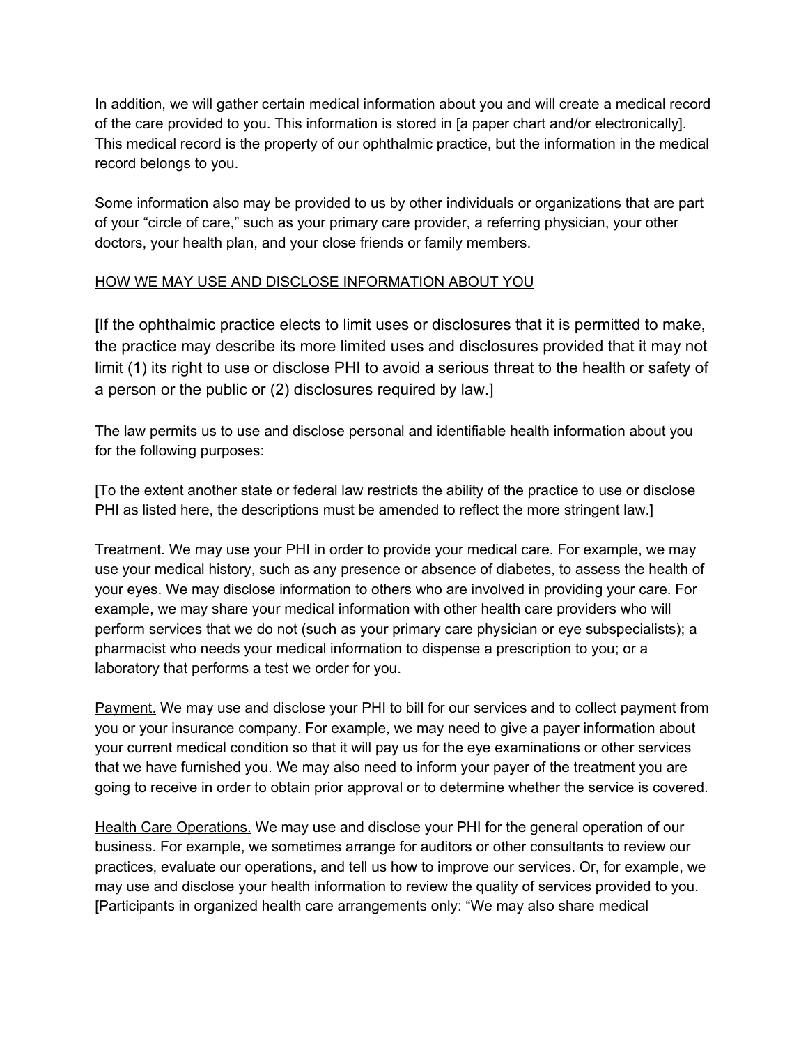In addition, we will gather certain medical information about you and will create a medical record of the care provided to you. This information is stored in [a paper chart and/or electronically]. This medical record is the property of our ophthalmic practice, but the information in the medical record belongs to you.

Some information also may be provided to us by other individuals or organizations that are part of your "circle of care," such as your primary care provider, a referring physician, your other doctors, your health plan, and your close friends or family members.

<u>HOW WE MAY USE AND DISCLOSE INFORMATION ABOUT YOU</u>

[If the ophthalmic practice elects to limit uses or disclosures that it is permitted to make, the practice may describe its more limited uses and disclosures provided that it may not limit (1) its right to use or disclose PHI to avoid a serious threat to the health or safety of a person or the public or (2) disclosures required by law.]

The law permits us to use and disclose personal and identifiable health information about you for the following purposes:

[To the extent another state or federal law restricts the ability of the practice to use or disclose PHI as listed here, the descriptions must be amended to reflect the more stringent law.]

<u>Treatment.</u> We may use your PHI in order to provide your medical care. For example, we may use your medical history, such as any presence or absence of diabetes, to assess the health of your eyes. We may disclose information to others who are involved in providing your care. For example, we may share your medical information with other health care providers who will perform services that we do not (such as your primary care physician or eye subspecialists); a pharmacist who needs your medical information to dispense a prescription to you; or a laboratory that performs a test we order for you.

<u>Payment.</u> We may use and disclose your PHI to bill for our services and to collect payment from you or your insurance company. For example, we may need to give a payer information about your current medical condition so that it will pay us for the eye examinations or other services that we have furnished you. We may also need to inform your payer of the treatment you are going to receive in order to obtain prior approval or to determine whether the service is covered.

<u>Health Care Operations.</u> We may use and disclose your PHI for the general operation of our business. For example, we sometimes arrange for auditors or other consultants to review our practices, evaluate our operations, and tell us how to improve our services. Or, for example, we may use and disclose your health information to review the quality of services provided to you. [Participants in organized health care arrangements only: "We may also share medical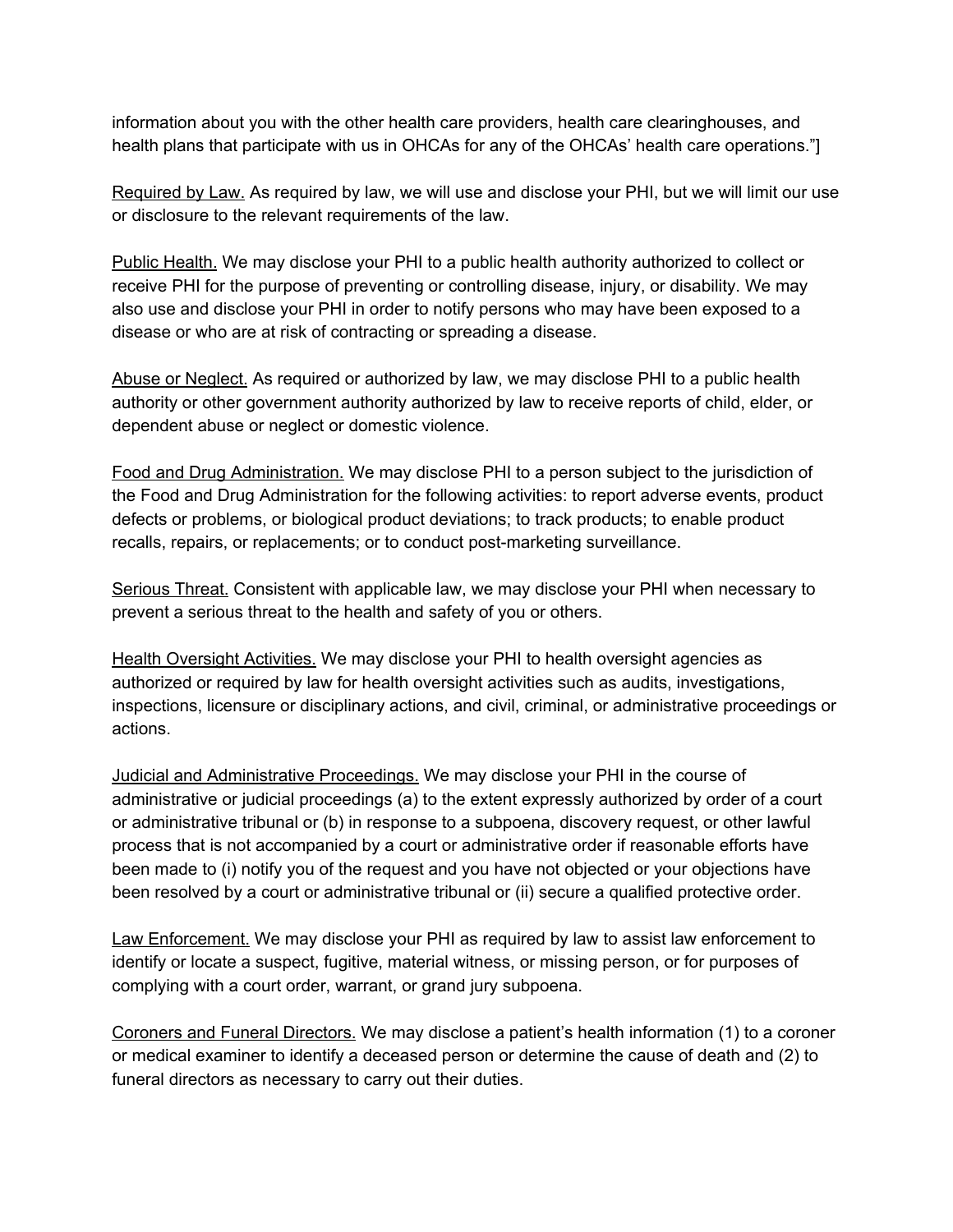information about you with the other health care providers, health care clearinghouses, and health plans that participate with us in OHCAs for any of the OHCAs' health care operations."]

Required by Law. As required by law, we will use and disclose your PHI, but we will limit our use or disclosure to the relevant requirements of the law.

Public Health. We may disclose your PHI to a public health authority authorized to collect or receive PHI for the purpose of preventing or controlling disease, injury, or disability. We may also use and disclose your PHI in order to notify persons who may have been exposed to a disease or who are at risk of contracting or spreading a disease.

Abuse or Neglect. As required or authorized by law, we may disclose PHI to a public health authority or other government authority authorized by law to receive reports of child, elder, or dependent abuse or neglect or domestic violence.

Food and Drug Administration. We may disclose PHI to a person subject to the jurisdiction of the Food and Drug Administration for the following activities: to report adverse events, product defects or problems, or biological product deviations; to track products; to enable product recalls, repairs, or replacements; or to conduct post-marketing surveillance.

Serious Threat. Consistent with applicable law, we may disclose your PHI when necessary to prevent a serious threat to the health and safety of you or others.

Health Oversight Activities. We may disclose your PHI to health oversight agencies as authorized or required by law for health oversight activities such as audits, investigations, inspections, licensure or disciplinary actions, and civil, criminal, or administrative proceedings or actions.

Judicial and Administrative Proceedings. We may disclose your PHI in the course of administrative or judicial proceedings (a) to the extent expressly authorized by order of a court or administrative tribunal or (b) in response to a subpoena, discovery request, or other lawful process that is not accompanied by a court or administrative order if reasonable efforts have been made to (i) notify you of the request and you have not objected or your objections have been resolved by a court or administrative tribunal or (ii) secure a qualified protective order.

Law Enforcement. We may disclose your PHI as required by law to assist law enforcement to identify or locate a suspect, fugitive, material witness, or missing person, or for purposes of complying with a court order, warrant, or grand jury subpoena.

Coroners and Funeral Directors. We may disclose a patient's health information (1) to a coroner or medical examiner to identify a deceased person or determine the cause of death and (2) to funeral directors as necessary to carry out their duties.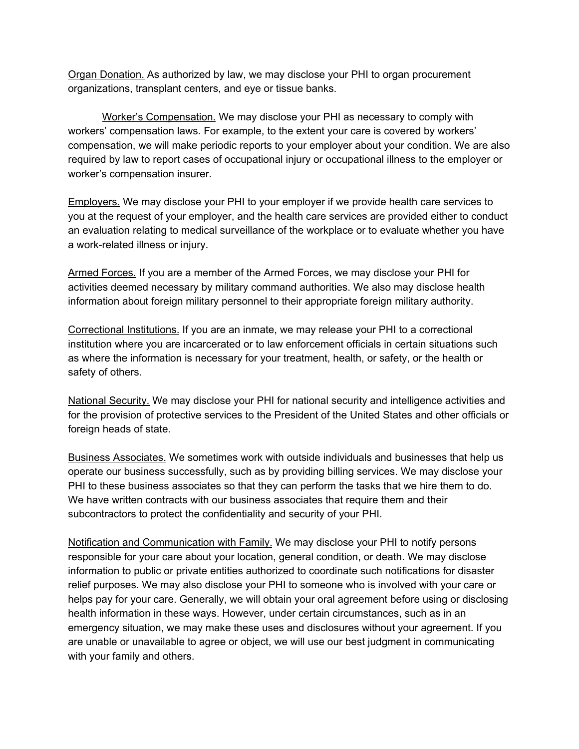<u>Organ Donation.</u> As authorized by law, we may disclose your PHI to organ procurement organizations, transplant centers, and eye or tissue banks.

<u>Worker's Compensation.</u> We may disclose your PHI as necessary to comply with workers' compensation laws. For example, to the extent your care is covered by workers' compensation, we will make periodic reports to your employer about your condition. We are also required by law to report cases of occupational injury or occupational illness to the employer or worker's compensation insurer.

<u>Employers.</u> We may disclose your PHI to your employer if we provide health care services to you at the request of your employer, and the health care services are provided either to conduct an evaluation relating to medical surveillance of the workplace or to evaluate whether you have a work-related illness or injury.

<u>Armed Forces.</u> If you are a member of the Armed Forces, we may disclose your PHI for activities deemed necessary by military command authorities. We also may disclose health information about foreign military personnel to their appropriate foreign military authority.

<u>Correctional Institutions.</u> If you are an inmate, we may release your PHI to a correctional institution where you are incarcerated or to law enforcement officials in certain situations such as where the information is necessary for your treatment, health, or safety, or the health or safety of others.

<u>National Security.</u> We may disclose your PHI for national security and intelligence activities and for the provision of protective services to the President of the United States and other officials or foreign heads of state.

<u>Business Associates.</u> We sometimes work with outside individuals and businesses that help us operate our business successfully, such as by providing billing services. We may disclose your PHI to these business associates so that they can perform the tasks that we hire them to do. We have written contracts with our business associates that require them and their subcontractors to protect the confidentiality and security of your PHI.

<u>Notification and Communication with Family.</u> We may disclose your PHI to notify persons responsible for your care about your location, general condition, or death. We may disclose information to public or private entities authorized to coordinate such notifications for disaster relief purposes. We may also disclose your PHI to someone who is involved with your care or helps pay for your care. Generally, we will obtain your oral agreement before using or disclosing health information in these ways. However, under certain circumstances, such as in an emergency situation, we may make these uses and disclosures without your agreement. If you are unable or unavailable to agree or object, we will use our best judgment in communicating with your family and others.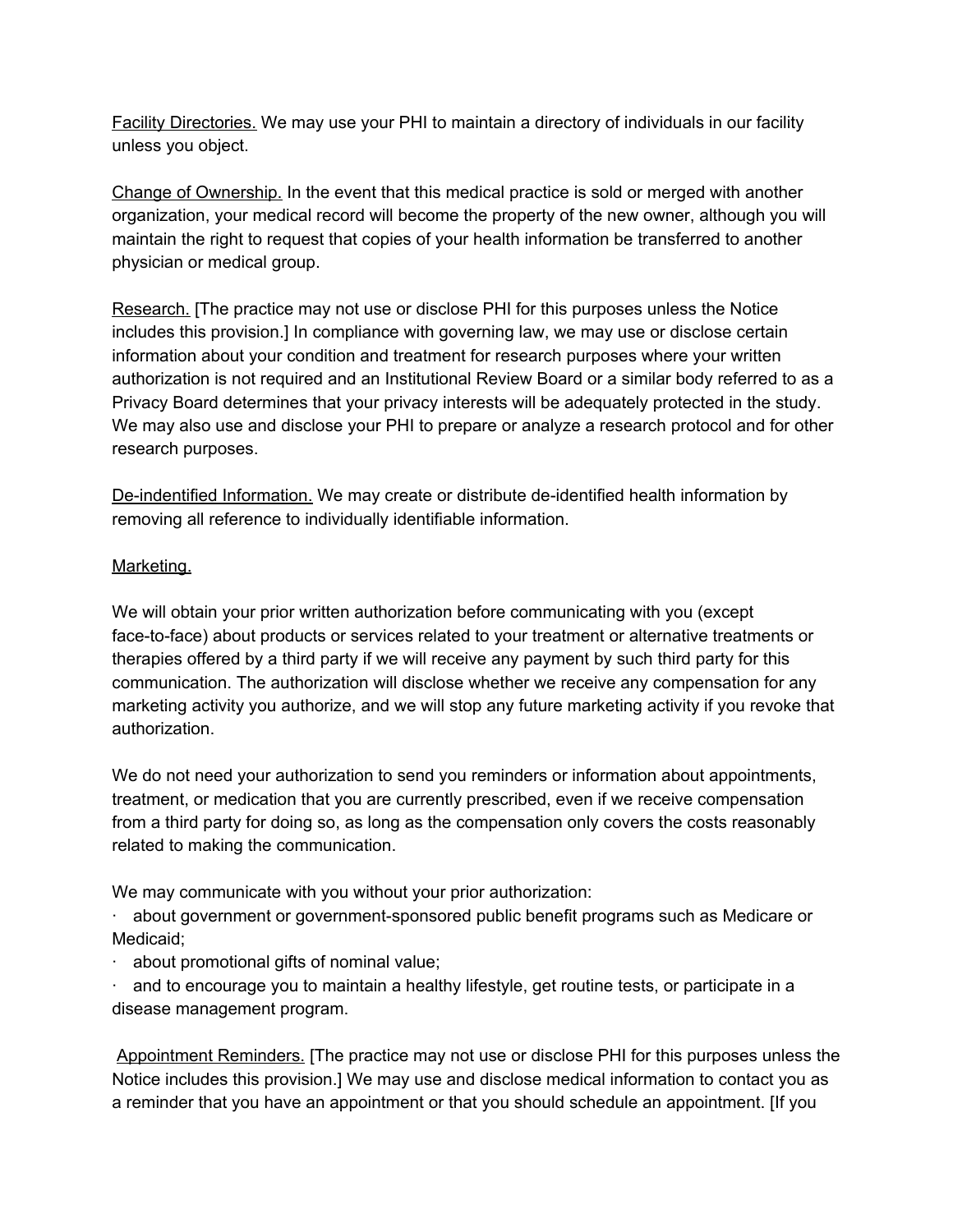Facility Directories. We may use your PHI to maintain a directory of individuals in our facility unless you object.

Change of Ownership. In the event that this medical practice is sold or merged with another organization, your medical record will become the property of the new owner, although you will maintain the right to request that copies of your health information be transferred to another physician or medical group.

Research. [The practice may not use or disclose PHI for this purposes unless the Notice includes this provision.] In compliance with governing law, we may use or disclose certain information about your condition and treatment for research purposes where your written authorization is not required and an Institutional Review Board or a similar body referred to as a Privacy Board determines that your privacy interests will be adequately protected in the study. We may also use and disclose your PHI to prepare or analyze a research protocol and for other research purposes.

De-indentified Information. We may create or distribute de-identified health information by removing all reference to individually identifiable information.

Marketing.

We will obtain your prior written authorization before communicating with you (except face-to-face) about products or services related to your treatment or alternative treatments or therapies offered by a third party if we will receive any payment by such third party for this communication. The authorization will disclose whether we receive any compensation for any marketing activity you authorize, and we will stop any future marketing activity if you revoke that authorization.

We do not need your authorization to send you reminders or information about appointments, treatment, or medication that you are currently prescribed, even if we receive compensation from a third party for doing so, as long as the compensation only covers the costs reasonably related to making the communication.

We may communicate with you without your prior authorization:

- about government or government-sponsored public benefit programs such as Medicare or Medicaid;
- about promotional gifts of nominal value;
- and to encourage you to maintain a healthy lifestyle, get routine tests, or participate in a disease management program.

Appointment Reminders. [The practice may not use or disclose PHI for this purposes unless the Notice includes this provision.] We may use and disclose medical information to contact you as a reminder that you have an appointment or that you should schedule an appointment. [If you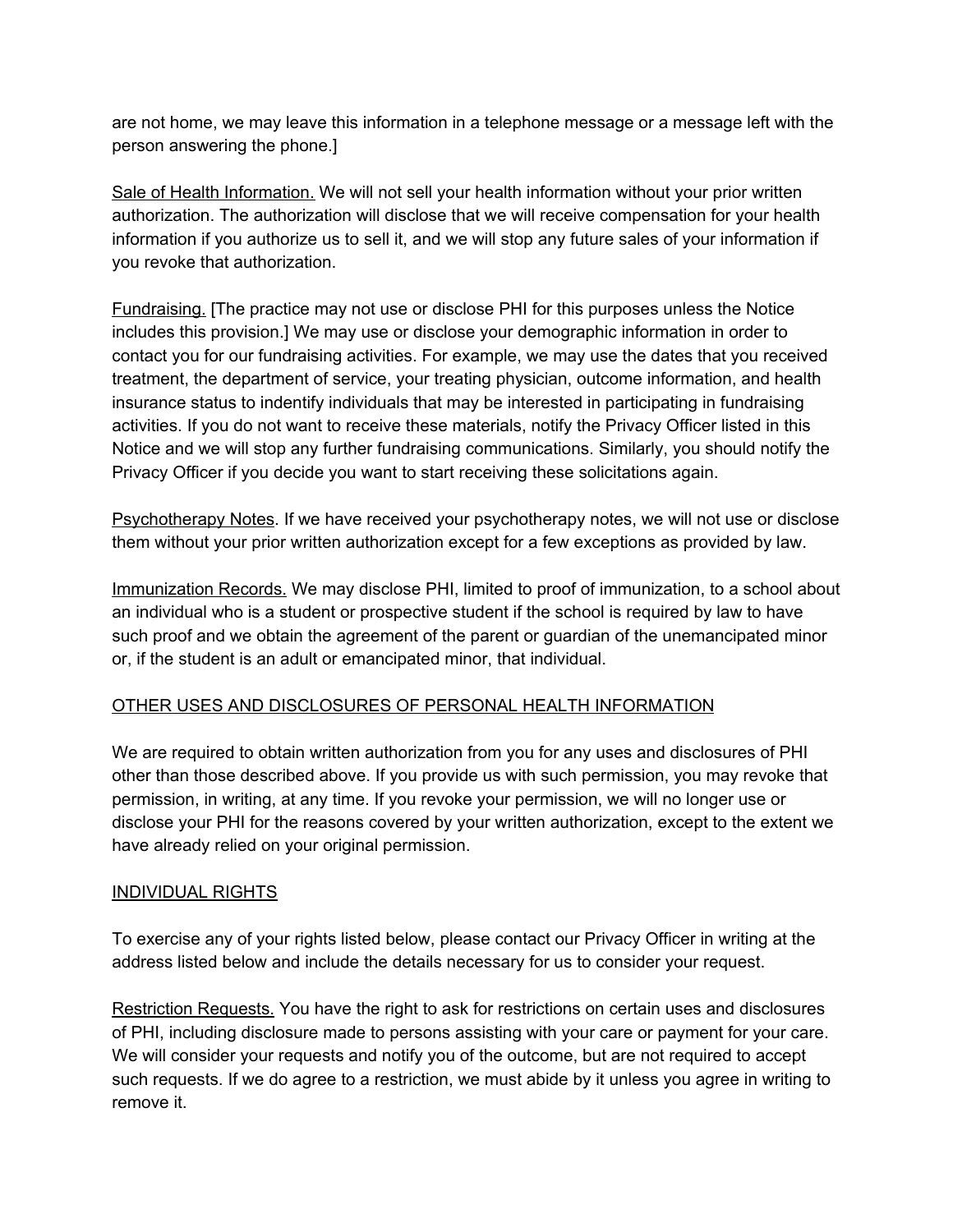are not home, we may leave this information in a telephone message or a message left with the person answering the phone.]

<u>Sale of Health Information.</u> We will not sell your health information without your prior written authorization. The authorization will disclose that we will receive compensation for your health information if you authorize us to sell it, and we will stop any future sales of your information if you revoke that authorization.

<u>Fundraising.</u> [The practice may not use or disclose PHI for this purposes unless the Notice includes this provision.] We may use or disclose your demographic information in order to contact you for our fundraising activities. For example, we may use the dates that you received treatment, the department of service, your treating physician, outcome information, and health insurance status to indentify individuals that may be interested in participating in fundraising activities. If you do not want to receive these materials, notify the Privacy Officer listed in this Notice and we will stop any further fundraising communications. Similarly, you should notify the Privacy Officer if you decide you want to start receiving these solicitations again.

<u>Psychotherapy Notes</u>. If we have received your psychotherapy notes, we will not use or disclose them without your prior written authorization except for a few exceptions as provided by law.

<u>Immunization Records.</u> We may disclose PHI, limited to proof of immunization, to a school about an individual who is a student or prospective student if the school is required by law to have such proof and we obtain the agreement of the parent or guardian of the unemancipated minor or, if the student is an adult or emancipated minor, that individual.

<u>OTHER USES AND DISCLOSURES OF PERSONAL HEALTH INFORMATION</u>

We are required to obtain written authorization from you for any uses and disclosures of PHI other than those described above. If you provide us with such permission, you may revoke that permission, in writing, at any time. If you revoke your permission, we will no longer use or disclose your PHI for the reasons covered by your written authorization, except to the extent we have already relied on your original permission.

<u>INDIVIDUAL RIGHTS</u>

To exercise any of your rights listed below, please contact our Privacy Officer in writing at the address listed below and include the details necessary for us to consider your request.

<u>Restriction Requests.</u> You have the right to ask for restrictions on certain uses and disclosures of PHI, including disclosure made to persons assisting with your care or payment for your care. We will consider your requests and notify you of the outcome, but are not required to accept such requests. If we do agree to a restriction, we must abide by it unless you agree in writing to remove it.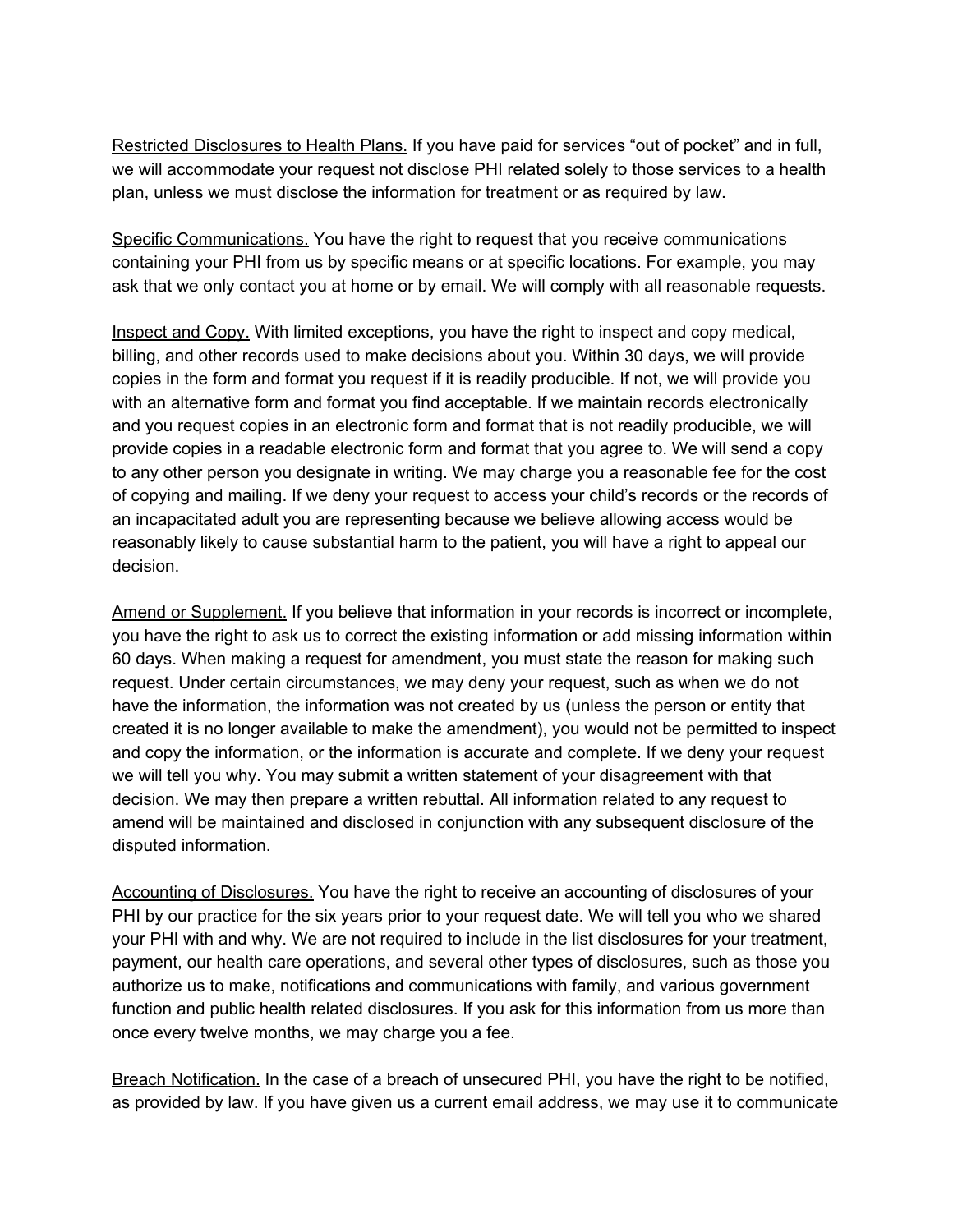<u>Restricted Disclosures to Health Plans.</u> If you have paid for services "out of pocket" and in full, we will accommodate your request not disclose PHI related solely to those services to a health plan, unless we must disclose the information for treatment or as required by law.

<u>Specific Communications.</u> You have the right to request that you receive communications containing your PHI from us by specific means or at specific locations. For example, you may ask that we only contact you at home or by email. We will comply with all reasonable requests.

<u>Inspect and Copy.</u> With limited exceptions, you have the right to inspect and copy medical, billing, and other records used to make decisions about you. Within 30 days, we will provide copies in the form and format you request if it is readily producible. If not, we will provide you with an alternative form and format you find acceptable. If we maintain records electronically and you request copies in an electronic form and format that is not readily producible, we will provide copies in a readable electronic form and format that you agree to. We will send a copy to any other person you designate in writing. We may charge you a reasonable fee for the cost of copying and mailing. If we deny your request to access your child's records or the records of an incapacitated adult you are representing because we believe allowing access would be reasonably likely to cause substantial harm to the patient, you will have a right to appeal our decision.

<u>Amend or Supplement.</u> If you believe that information in your records is incorrect or incomplete, you have the right to ask us to correct the existing information or add missing information within 60 days. When making a request for amendment, you must state the reason for making such request. Under certain circumstances, we may deny your request, such as when we do not have the information, the information was not created by us (unless the person or entity that created it is no longer available to make the amendment), you would not be permitted to inspect and copy the information, or the information is accurate and complete. If we deny your request we will tell you why. You may submit a written statement of your disagreement with that decision. We may then prepare a written rebuttal. All information related to any request to amend will be maintained and disclosed in conjunction with any subsequent disclosure of the disputed information.

<u>Accounting of Disclosures.</u> You have the right to receive an accounting of disclosures of your PHI by our practice for the six years prior to your request date. We will tell you who we shared your PHI with and why. We are not required to include in the list disclosures for your treatment, payment, our health care operations, and several other types of disclosures, such as those you authorize us to make, notifications and communications with family, and various government function and public health related disclosures. If you ask for this information from us more than once every twelve months, we may charge you a fee.

<u>Breach Notification.</u> In the case of a breach of unsecured PHI, you have the right to be notified, as provided by law. If you have given us a current email address, we may use it to communicate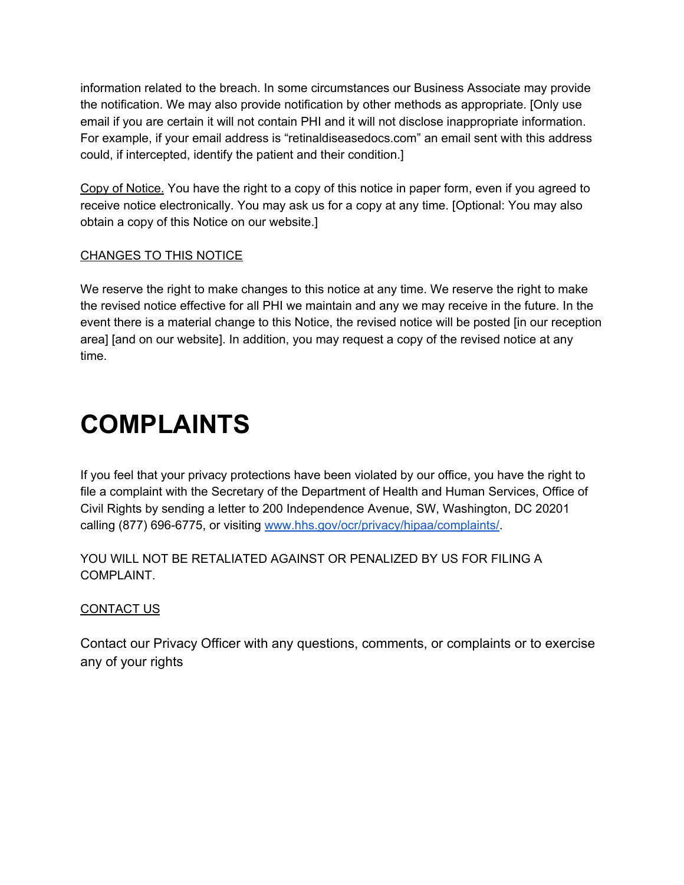information related to the breach. In some circumstances our Business Associate may provide the notification. We may also provide notification by other methods as appropriate. [Only use email if you are certain it will not contain PHI and it will not disclose inappropriate information. For example, if your email address is "retinaldiseasedocs.com" an email sent with this address could, if intercepted, identify the patient and their condition.]

Copy of Notice. You have the right to a copy of this notice in paper form, even if you agreed to receive notice electronically. You may ask us for a copy at any time. [Optional: You may also obtain a copy of this Notice on our website.]

CHANGES TO THIS NOTICE

We reserve the right to make changes to this notice at any time. We reserve the right to make the revised notice effective for all PHI we maintain and any we may receive in the future. In the event there is a material change to this Notice, the revised notice will be posted [in our reception area] [and on our website]. In addition, you may request a copy of the revised notice at any time.

# COMPLAINTS

If you feel that your privacy protections have been violated by our office, you have the right to file a complaint with the Secretary of the Department of Health and Human Services, Office of Civil Rights by sending a letter to 200 Independence Avenue, SW, Washington, DC 20201 calling (877) 696-6775, or visiting www.hhs.gov/ocr/privacy/hipaa/complaints/.

YOU WILL NOT BE RETALIATED AGAINST OR PENALIZED BY US FOR FILING A COMPLAINT.

CONTACT US

Contact our Privacy Officer with any questions, comments, or complaints or to exercise any of your rights